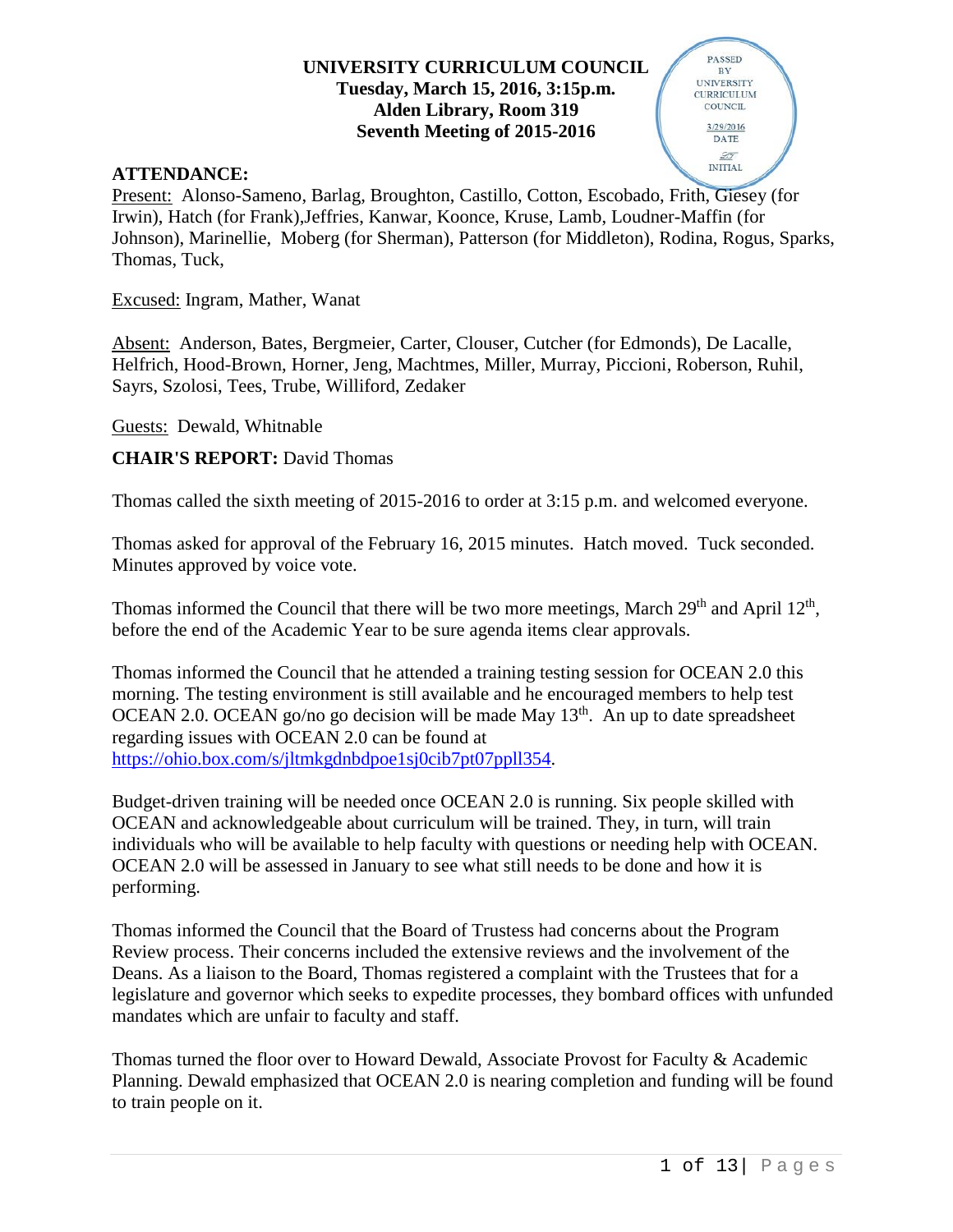**UNIVERSITY CURRICULUM COUNCIL**
**Tuesday, March 15, 2016, 3:15p.m.**
**Alden Library, Room 319**
**Seventh Meeting of 2015-2016**

PASSED BY UNIVERSITY CURRICULUM COUNCIL
3/29/2016
DATE
INITIAL

**ATTENDANCE:**

Present: Alonso-Sameno, Barlag, Broughton, Castillo, Cotton, Escobado, Frith, Giesey (for Irwin), Hatch (for Frank),Jeffries, Kanwar, Koonce, Kruse, Lamb, Loudner-Maffin (for Johnson), Marinellie, Moberg (for Sherman), Patterson (for Middleton), Rodina, Rogus, Sparks, Thomas, Tuck,

Excused: Ingram, Mather, Wanat

Absent: Anderson, Bates, Bergmeier, Carter, Clouser, Cutcher (for Edmonds), De Lacalle, Helfrich, Hood-Brown, Horner, Jeng, Machtmes, Miller, Murray, Piccioni, Roberson, Ruhil, Sayrs, Szolosi, Tees, Trube, Williford, Zedaker

Guests: Dewald, Whitnable

**CHAIR'S REPORT:** David Thomas

Thomas called the sixth meeting of 2015-2016 to order at 3:15 p.m. and welcomed everyone.

Thomas asked for approval of the February 16, 2015 minutes. Hatch moved. Tuck seconded. Minutes approved by voice vote.

Thomas informed the Council that there will be two more meetings, March 29th and April 12th, before the end of the Academic Year to be sure agenda items clear approvals.

Thomas informed the Council that he attended a training testing session for OCEAN 2.0 this morning. The testing environment is still available and he encouraged members to help test OCEAN 2.0. OCEAN go/no go decision will be made May 13th. An up to date spreadsheet regarding issues with OCEAN 2.0 can be found at https://ohio.box.com/s/jltmkgdnbdpoe1sj0cib7pt07ppll354.

Budget-driven training will be needed once OCEAN 2.0 is running. Six people skilled with OCEAN and acknowledgeable about curriculum will be trained. They, in turn, will train individuals who will be available to help faculty with questions or needing help with OCEAN. OCEAN 2.0 will be assessed in January to see what still needs to be done and how it is performing.

Thomas informed the Council that the Board of Trustess had concerns about the Program Review process. Their concerns included the extensive reviews and the involvement of the Deans. As a liaison to the Board, Thomas registered a complaint with the Trustees that for a legislature and governor which seeks to expedite processes, they bombard offices with unfunded mandates which are unfair to faculty and staff.

Thomas turned the floor over to Howard Dewald, Associate Provost for Faculty & Academic Planning. Dewald emphasized that OCEAN 2.0 is nearing completion and funding will be found to train people on it.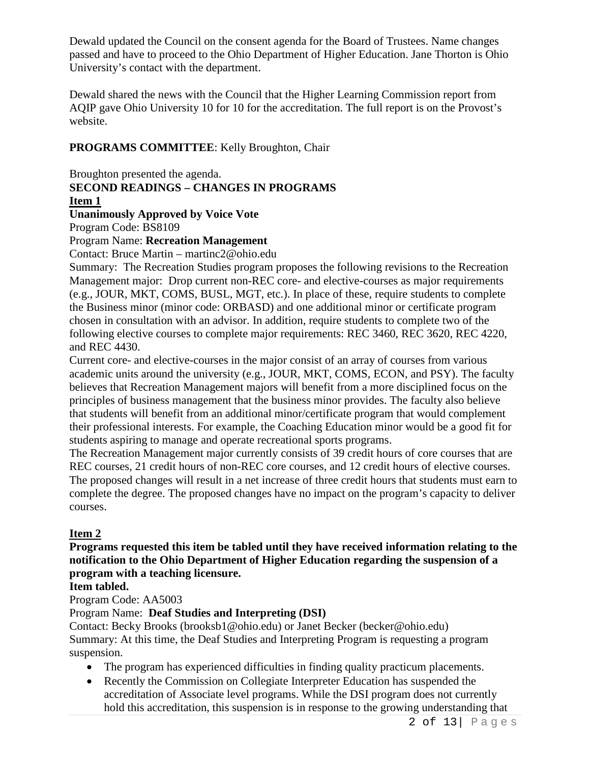Dewald updated the Council on the consent agenda for the Board of Trustees. Name changes passed and have to proceed to the Ohio Department of Higher Education. Jane Thorton is Ohio University's contact with the department.

Dewald shared the news with the Council that the Higher Learning Commission report from AQIP gave Ohio University 10 for 10 for the accreditation. The full report is on the Provost's website.

**PROGRAMS COMMITTEE**: Kelly Broughton, Chair

Broughton presented the agenda.

**SECOND READINGS – CHANGES IN PROGRAMS**

**Item 1**

**Unanimously Approved by Voice Vote**

Program Code: BS8109

Program Name: **Recreation Management**

Contact: Bruce Martin – martinc2@ohio.edu

Summary: The Recreation Studies program proposes the following revisions to the Recreation Management major: Drop current non-REC core- and elective-courses as major requirements (e.g., JOUR, MKT, COMS, BUSL, MGT, etc.). In place of these, require students to complete the Business minor (minor code: ORBASD) and one additional minor or certificate program chosen in consultation with an advisor. In addition, require students to complete two of the following elective courses to complete major requirements: REC 3460, REC 3620, REC 4220, and REC 4430.

Current core- and elective-courses in the major consist of an array of courses from various academic units around the university (e.g., JOUR, MKT, COMS, ECON, and PSY). The faculty believes that Recreation Management majors will benefit from a more disciplined focus on the principles of business management that the business minor provides. The faculty also believe that students will benefit from an additional minor/certificate program that would complement their professional interests. For example, the Coaching Education minor would be a good fit for students aspiring to manage and operate recreational sports programs.

The Recreation Management major currently consists of 39 credit hours of core courses that are REC courses, 21 credit hours of non-REC core courses, and 12 credit hours of elective courses. The proposed changes will result in a net increase of three credit hours that students must earn to complete the degree. The proposed changes have no impact on the program's capacity to deliver courses.

**Item 2**

**Programs requested this item be tabled until they have received information relating to the notification to the Ohio Department of Higher Education regarding the suspension of a program with a teaching licensure.**

**Item tabled.**

Program Code: AA5003

Program Name: **Deaf Studies and Interpreting (DSI)**

Contact: Becky Brooks (brooksb1@ohio.edu) or Janet Becker (becker@ohio.edu)

Summary: At this time, the Deaf Studies and Interpreting Program is requesting a program suspension.

- The program has experienced difficulties in finding quality practicum placements.
- Recently the Commission on Collegiate Interpreter Education has suspended the accreditation of Associate level programs. While the DSI program does not currently hold this accreditation, this suspension is in response to the growing understanding that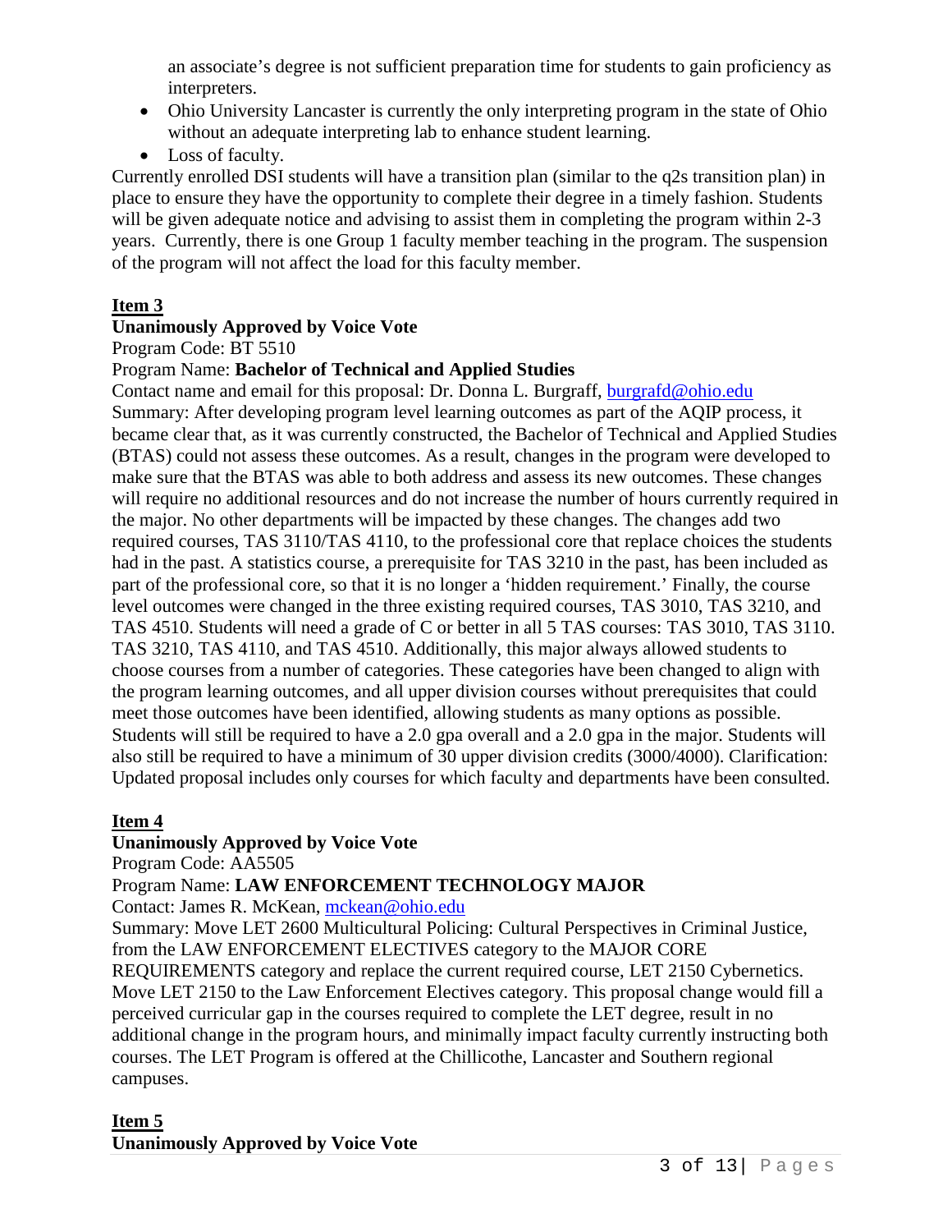an associate's degree is not sufficient preparation time for students to gain proficiency as interpreters.

- Ohio University Lancaster is currently the only interpreting program in the state of Ohio without an adequate interpreting lab to enhance student learning.
- Loss of faculty.

Currently enrolled DSI students will have a transition plan (similar to the q2s transition plan) in place to ensure they have the opportunity to complete their degree in a timely fashion. Students will be given adequate notice and advising to assist them in completing the program within 2-3 years. Currently, there is one Group 1 faculty member teaching in the program. The suspension of the program will not affect the load for this faculty member.

**Item 3**

**Unanimously Approved by Voice Vote**

Program Code: BT 5510

Program Name: **Bachelor of Technical and Applied Studies**

Contact name and email for this proposal: Dr. Donna L. Burgraff, burgrafd@ohio.edu

Summary: After developing program level learning outcomes as part of the AQIP process, it became clear that, as it was currently constructed, the Bachelor of Technical and Applied Studies (BTAS) could not assess these outcomes. As a result, changes in the program were developed to make sure that the BTAS was able to both address and assess its new outcomes. These changes will require no additional resources and do not increase the number of hours currently required in the major. No other departments will be impacted by these changes. The changes add two required courses, TAS 3110/TAS 4110, to the professional core that replace choices the students had in the past. A statistics course, a prerequisite for TAS 3210 in the past, has been included as part of the professional core, so that it is no longer a 'hidden requirement.' Finally, the course level outcomes were changed in the three existing required courses, TAS 3010, TAS 3210, and TAS 4510. Students will need a grade of C or better in all 5 TAS courses: TAS 3010, TAS 3110. TAS 3210, TAS 4110, and TAS 4510. Additionally, this major always allowed students to choose courses from a number of categories. These categories have been changed to align with the program learning outcomes, and all upper division courses without prerequisites that could meet those outcomes have been identified, allowing students as many options as possible. Students will still be required to have a 2.0 gpa overall and a 2.0 gpa in the major. Students will also still be required to have a minimum of 30 upper division credits (3000/4000). Clarification: Updated proposal includes only courses for which faculty and departments have been consulted.

**Item 4**

**Unanimously Approved by Voice Vote**

Program Code: AA5505

Program Name: **LAW ENFORCEMENT TECHNOLOGY MAJOR**

Contact: James R. McKean, mckean@ohio.edu

Summary: Move LET 2600 Multicultural Policing: Cultural Perspectives in Criminal Justice, from the LAW ENFORCEMENT ELECTIVES category to the MAJOR CORE REQUIREMENTS category and replace the current required course, LET 2150 Cybernetics. Move LET 2150 to the Law Enforcement Electives category. This proposal change would fill a perceived curricular gap in the courses required to complete the LET degree, result in no additional change in the program hours, and minimally impact faculty currently instructing both courses. The LET Program is offered at the Chillicothe, Lancaster and Southern regional campuses.

**Item 5**

**Unanimously Approved by Voice Vote**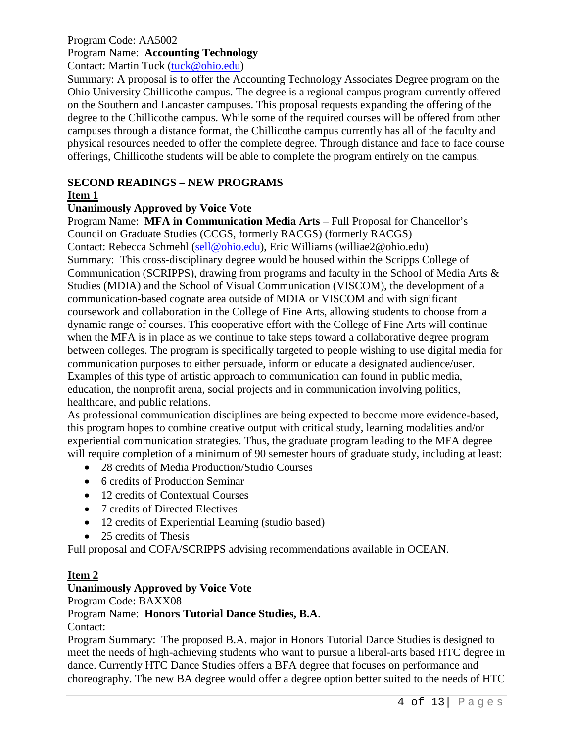Program Code: AA5002
Program Name: **Accounting Technology**
Contact: Martin Tuck (tuck@ohio.edu)
Summary: A proposal is to offer the Accounting Technology Associates Degree program on the Ohio University Chillicothe campus. The degree is a regional campus program currently offered on the Southern and Lancaster campuses. This proposal requests expanding the offering of the degree to the Chillicothe campus. While some of the required courses will be offered from other campuses through a distance format, the Chillicothe campus currently has all of the faculty and physical resources needed to offer the complete degree. Through distance and face to face course offerings, Chillicothe students will be able to complete the program entirely on the campus.

## SECOND READINGS – NEW PROGRAMS

### Item 1

**Unanimously Approved by Voice Vote**

Program Name: **MFA in Communication Media Arts** – Full Proposal for Chancellor's Council on Graduate Studies (CCGS, formerly RACGS) (formerly RACGS)
Contact: Rebecca Schmehl (sell@ohio.edu), Eric Williams (williae2@ohio.edu)
Summary: This cross-disciplinary degree would be housed within the Scripps College of Communication (SCRIPPS), drawing from programs and faculty in the School of Media Arts & Studies (MDIA) and the School of Visual Communication (VISCOM), the development of a communication-based cognate area outside of MDIA or VISCOM and with significant coursework and collaboration in the College of Fine Arts, allowing students to choose from a dynamic range of courses. This cooperative effort with the College of Fine Arts will continue when the MFA is in place as we continue to take steps toward a collaborative degree program between colleges. The program is specifically targeted to people wishing to use digital media for communication purposes to either persuade, inform or educate a designated audience/user. Examples of this type of artistic approach to communication can found in public media, education, the nonprofit arena, social projects and in communication involving politics, healthcare, and public relations.
As professional communication disciplines are being expected to become more evidence-based, this program hopes to combine creative output with critical study, learning modalities and/or experiential communication strategies. Thus, the graduate program leading to the MFA degree will require completion of a minimum of 90 semester hours of graduate study, including at least:

- 28 credits of Media Production/Studio Courses
- 6 credits of Production Seminar
- 12 credits of Contextual Courses
- 7 credits of Directed Electives
- 12 credits of Experiential Learning (studio based)
- 25 credits of Thesis

Full proposal and COFA/SCRIPPS advising recommendations available in OCEAN.

### Item 2

**Unanimously Approved by Voice Vote**

Program Code: BAXX08
Program Name: **Honors Tutorial Dance Studies, B.A**.
Contact:
Program Summary: The proposed B.A. major in Honors Tutorial Dance Studies is designed to meet the needs of high-achieving students who want to pursue a liberal-arts based HTC degree in dance. Currently HTC Dance Studies offers a BFA degree that focuses on performance and choreography. The new BA degree would offer a degree option better suited to the needs of HTC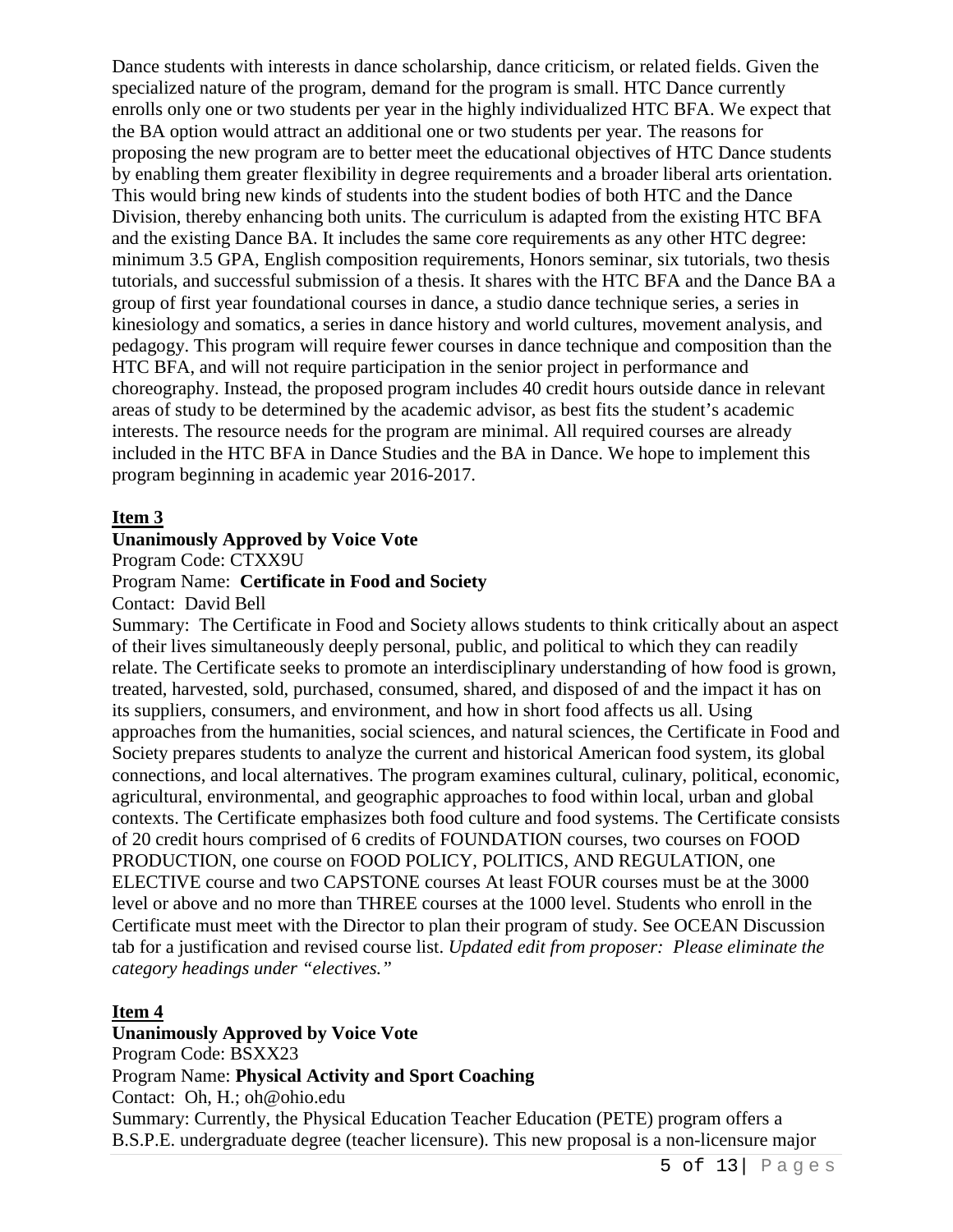Dance students with interests in dance scholarship, dance criticism, or related fields. Given the specialized nature of the program, demand for the program is small. HTC Dance currently enrolls only one or two students per year in the highly individualized HTC BFA. We expect that the BA option would attract an additional one or two students per year. The reasons for proposing the new program are to better meet the educational objectives of HTC Dance students by enabling them greater flexibility in degree requirements and a broader liberal arts orientation. This would bring new kinds of students into the student bodies of both HTC and the Dance Division, thereby enhancing both units. The curriculum is adapted from the existing HTC BFA and the existing Dance BA. It includes the same core requirements as any other HTC degree: minimum 3.5 GPA, English composition requirements, Honors seminar, six tutorials, two thesis tutorials, and successful submission of a thesis. It shares with the HTC BFA and the Dance BA a group of first year foundational courses in dance, a studio dance technique series, a series in kinesiology and somatics, a series in dance history and world cultures, movement analysis, and pedagogy. This program will require fewer courses in dance technique and composition than the HTC BFA, and will not require participation in the senior project in performance and choreography. Instead, the proposed program includes 40 credit hours outside dance in relevant areas of study to be determined by the academic advisor, as best fits the student's academic interests. The resource needs for the program are minimal. All required courses are already included in the HTC BFA in Dance Studies and the BA in Dance. We hope to implement this program beginning in academic year 2016-2017.

**Item 3**

**Unanimously Approved by Voice Vote**

Program Code: CTXX9U

Program Name: **Certificate in Food and Society**

Contact: David Bell

Summary: The Certificate in Food and Society allows students to think critically about an aspect of their lives simultaneously deeply personal, public, and political to which they can readily relate. The Certificate seeks to promote an interdisciplinary understanding of how food is grown, treated, harvested, sold, purchased, consumed, shared, and disposed of and the impact it has on its suppliers, consumers, and environment, and how in short food affects us all. Using approaches from the humanities, social sciences, and natural sciences, the Certificate in Food and Society prepares students to analyze the current and historical American food system, its global connections, and local alternatives. The program examines cultural, culinary, political, economic, agricultural, environmental, and geographic approaches to food within local, urban and global contexts. The Certificate emphasizes both food culture and food systems. The Certificate consists of 20 credit hours comprised of 6 credits of FOUNDATION courses, two courses on FOOD PRODUCTION, one course on FOOD POLICY, POLITICS, AND REGULATION, one ELECTIVE course and two CAPSTONE courses At least FOUR courses must be at the 3000 level or above and no more than THREE courses at the 1000 level. Students who enroll in the Certificate must meet with the Director to plan their program of study. See OCEAN Discussion tab for a justification and revised course list. *Updated edit from proposer: Please eliminate the category headings under "electives."*

**Item 4**

**Unanimously Approved by Voice Vote**

Program Code: BSXX23

Program Name: **Physical Activity and Sport Coaching**

Contact: Oh, H.; oh@ohio.edu

Summary: Currently, the Physical Education Teacher Education (PETE) program offers a B.S.P.E. undergraduate degree (teacher licensure). This new proposal is a non-licensure major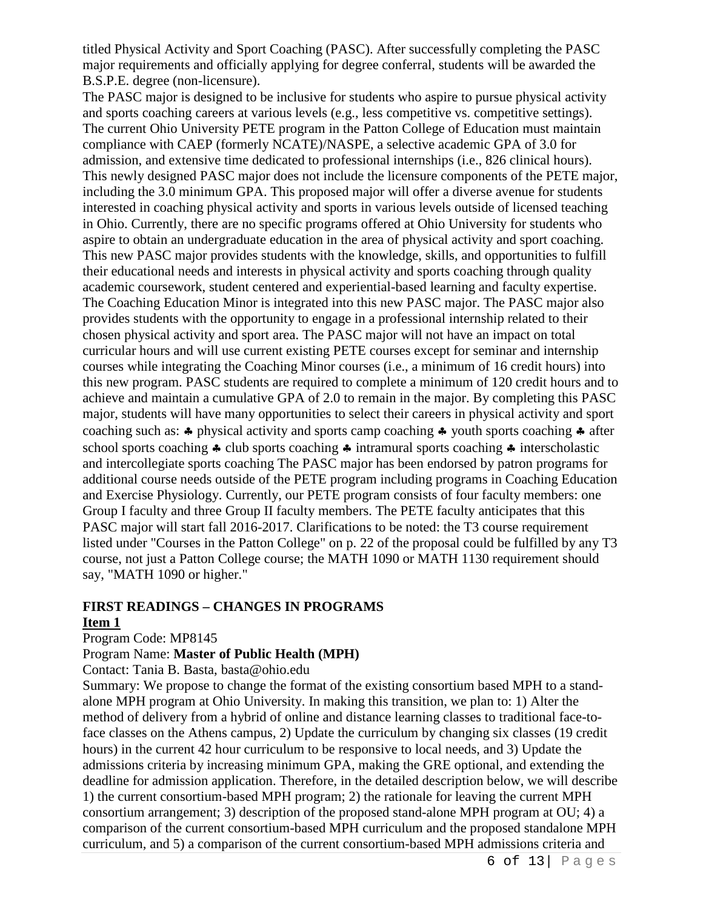titled Physical Activity and Sport Coaching (PASC). After successfully completing the PASC major requirements and officially applying for degree conferral, students will be awarded the B.S.P.E. degree (non-licensure).

The PASC major is designed to be inclusive for students who aspire to pursue physical activity and sports coaching careers at various levels (e.g., less competitive vs. competitive settings). The current Ohio University PETE program in the Patton College of Education must maintain compliance with CAEP (formerly NCATE)/NASPE, a selective academic GPA of 3.0 for admission, and extensive time dedicated to professional internships (i.e., 826 clinical hours). This newly designed PASC major does not include the licensure components of the PETE major, including the 3.0 minimum GPA. This proposed major will offer a diverse avenue for students interested in coaching physical activity and sports in various levels outside of licensed teaching in Ohio. Currently, there are no specific programs offered at Ohio University for students who aspire to obtain an undergraduate education in the area of physical activity and sport coaching. This new PASC major provides students with the knowledge, skills, and opportunities to fulfill their educational needs and interests in physical activity and sports coaching through quality academic coursework, student centered and experiential-based learning and faculty expertise. The Coaching Education Minor is integrated into this new PASC major. The PASC major also provides students with the opportunity to engage in a professional internship related to their chosen physical activity and sport area. The PASC major will not have an impact on total curricular hours and will use current existing PETE courses except for seminar and internship courses while integrating the Coaching Minor courses (i.e., a minimum of 16 credit hours) into this new program. PASC students are required to complete a minimum of 120 credit hours and to achieve and maintain a cumulative GPA of 2.0 to remain in the major. By completing this PASC major, students will have many opportunities to select their careers in physical activity and sport coaching such as: ♣ physical activity and sports camp coaching ♣ youth sports coaching ♣ after school sports coaching ♣ club sports coaching ♣ intramural sports coaching ♣ interscholastic and intercollegiate sports coaching The PASC major has been endorsed by patron programs for additional course needs outside of the PETE program including programs in Coaching Education and Exercise Physiology. Currently, our PETE program consists of four faculty members: one Group I faculty and three Group II faculty members. The PETE faculty anticipates that this PASC major will start fall 2016-2017. Clarifications to be noted: the T3 course requirement listed under "Courses in the Patton College" on p. 22 of the proposal could be fulfilled by any T3 course, not just a Patton College course; the MATH 1090 or MATH 1130 requirement should say, "MATH 1090 or higher."

**FIRST READINGS – CHANGES IN PROGRAMS**

**Item 1**

Program Code: MP8145

Program Name: **Master of Public Health (MPH)**

Contact: Tania B. Basta, basta@ohio.edu

Summary: We propose to change the format of the existing consortium based MPH to a stand-alone MPH program at Ohio University. In making this transition, we plan to: 1) Alter the method of delivery from a hybrid of online and distance learning classes to traditional face-to-face classes on the Athens campus, 2) Update the curriculum by changing six classes (19 credit hours) in the current 42 hour curriculum to be responsive to local needs, and 3) Update the admissions criteria by increasing minimum GPA, making the GRE optional, and extending the deadline for admission application. Therefore, in the detailed description below, we will describe 1) the current consortium-based MPH program; 2) the rationale for leaving the current MPH consortium arrangement; 3) description of the proposed stand-alone MPH program at OU; 4) a comparison of the current consortium-based MPH curriculum and the proposed standalone MPH curriculum, and 5) a comparison of the current consortium-based MPH admissions criteria and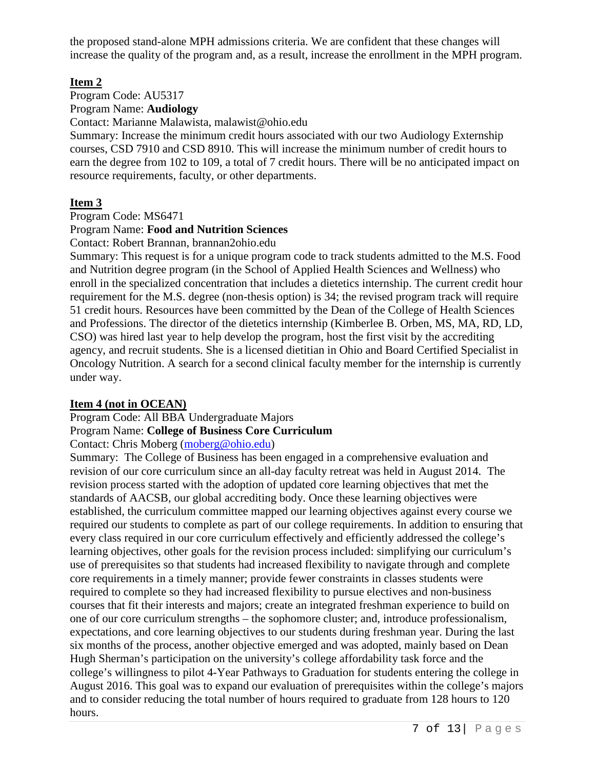the proposed stand-alone MPH admissions criteria. We are confident that these changes will increase the quality of the program and, as a result, increase the enrollment in the MPH program.

**Item 2**

Program Code: AU5317

Program Name: **Audiology**

Contact: Marianne Malawista, malawist@ohio.edu

Summary: Increase the minimum credit hours associated with our two Audiology Externship courses, CSD 7910 and CSD 8910. This will increase the minimum number of credit hours to earn the degree from 102 to 109, a total of 7 credit hours. There will be no anticipated impact on resource requirements, faculty, or other departments.

**Item 3**

Program Code: MS6471

Program Name: **Food and Nutrition Sciences**

Contact: Robert Brannan, brannan2ohio.edu

Summary: This request is for a unique program code to track students admitted to the M.S. Food and Nutrition degree program (in the School of Applied Health Sciences and Wellness) who enroll in the specialized concentration that includes a dietetics internship. The current credit hour requirement for the M.S. degree (non-thesis option) is 34; the revised program track will require 51 credit hours. Resources have been committed by the Dean of the College of Health Sciences and Professions. The director of the dietetics internship (Kimberlee B. Orben, MS, MA, RD, LD, CSO) was hired last year to help develop the program, host the first visit by the accrediting agency, and recruit students. She is a licensed dietitian in Ohio and Board Certified Specialist in Oncology Nutrition. A search for a second clinical faculty member for the internship is currently under way.

**Item 4 (not in OCEAN)**

Program Code: All BBA Undergraduate Majors

Program Name: **College of Business Core Curriculum**

Contact: Chris Moberg (moberg@ohio.edu)

Summary: The College of Business has been engaged in a comprehensive evaluation and revision of our core curriculum since an all-day faculty retreat was held in August 2014. The revision process started with the adoption of updated core learning objectives that met the standards of AACSB, our global accrediting body. Once these learning objectives were established, the curriculum committee mapped our learning objectives against every course we required our students to complete as part of our college requirements. In addition to ensuring that every class required in our core curriculum effectively and efficiently addressed the college's learning objectives, other goals for the revision process included: simplifying our curriculum's use of prerequisites so that students had increased flexibility to navigate through and complete core requirements in a timely manner; provide fewer constraints in classes students were required to complete so they had increased flexibility to pursue electives and non-business courses that fit their interests and majors; create an integrated freshman experience to build on one of our core curriculum strengths – the sophomore cluster; and, introduce professionalism, expectations, and core learning objectives to our students during freshman year. During the last six months of the process, another objective emerged and was adopted, mainly based on Dean Hugh Sherman's participation on the university's college affordability task force and the college's willingness to pilot 4-Year Pathways to Graduation for students entering the college in August 2016. This goal was to expand our evaluation of prerequisites within the college's majors and to consider reducing the total number of hours required to graduate from 128 hours to 120 hours.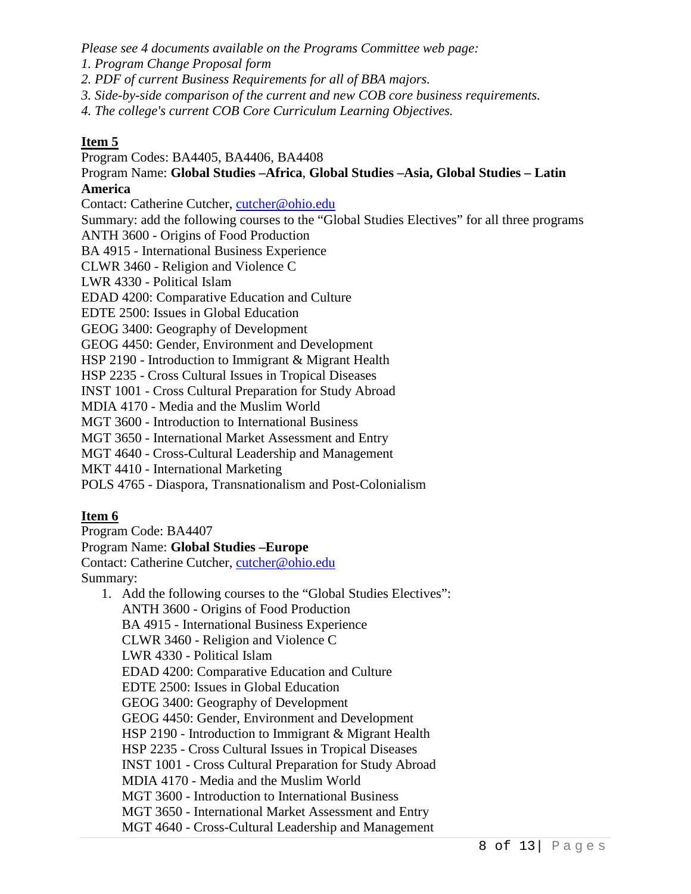*Please see 4 documents available on the Programs Committee web page:*
*1. Program Change Proposal form*
*2. PDF of current Business Requirements for all of BBA majors.*
*3. Side-by-side comparison of the current and new COB core business requirements.*
*4. The college's current COB Core Curriculum Learning Objectives.*

**Item 5**

Program Codes: BA4405, BA4406, BA4408
Program Name: **Global Studies –Africa**, **Global Studies –Asia, Global Studies – Latin America**
Contact: Catherine Cutcher, cutcher@ohio.edu
Summary: add the following courses to the "Global Studies Electives" for all three programs
ANTH 3600 - Origins of Food Production
BA 4915 - International Business Experience
CLWR 3460 - Religion and Violence C
LWR 4330 - Political Islam
EDAD 4200: Comparative Education and Culture
EDTE 2500: Issues in Global Education
GEOG 3400: Geography of Development
GEOG 4450: Gender, Environment and Development
HSP 2190 - Introduction to Immigrant & Migrant Health
HSP 2235 - Cross Cultural Issues in Tropical Diseases
INST 1001 - Cross Cultural Preparation for Study Abroad
MDIA 4170 - Media and the Muslim World
MGT 3600 - Introduction to International Business
MGT 3650 - International Market Assessment and Entry
MGT 4640 - Cross-Cultural Leadership and Management
MKT 4410 - International Marketing
POLS 4765 - Diaspora, Transnationalism and Post-Colonialism

**Item 6**

Program Code: BA4407
Program Name: **Global Studies –Europe**
Contact: Catherine Cutcher, cutcher@ohio.edu
Summary:

1. Add the following courses to the "Global Studies Electives":
   ANTH 3600 - Origins of Food Production
   BA 4915 - International Business Experience
   CLWR 3460 - Religion and Violence C
   LWR 4330 - Political Islam
   EDAD 4200: Comparative Education and Culture
   EDTE 2500: Issues in Global Education
   GEOG 3400: Geography of Development
   GEOG 4450: Gender, Environment and Development
   HSP 2190 - Introduction to Immigrant & Migrant Health
   HSP 2235 - Cross Cultural Issues in Tropical Diseases
   INST 1001 - Cross Cultural Preparation for Study Abroad
   MDIA 4170 - Media and the Muslim World
   MGT 3600 - Introduction to International Business
   MGT 3650 - International Market Assessment and Entry
   MGT 4640 - Cross-Cultural Leadership and Management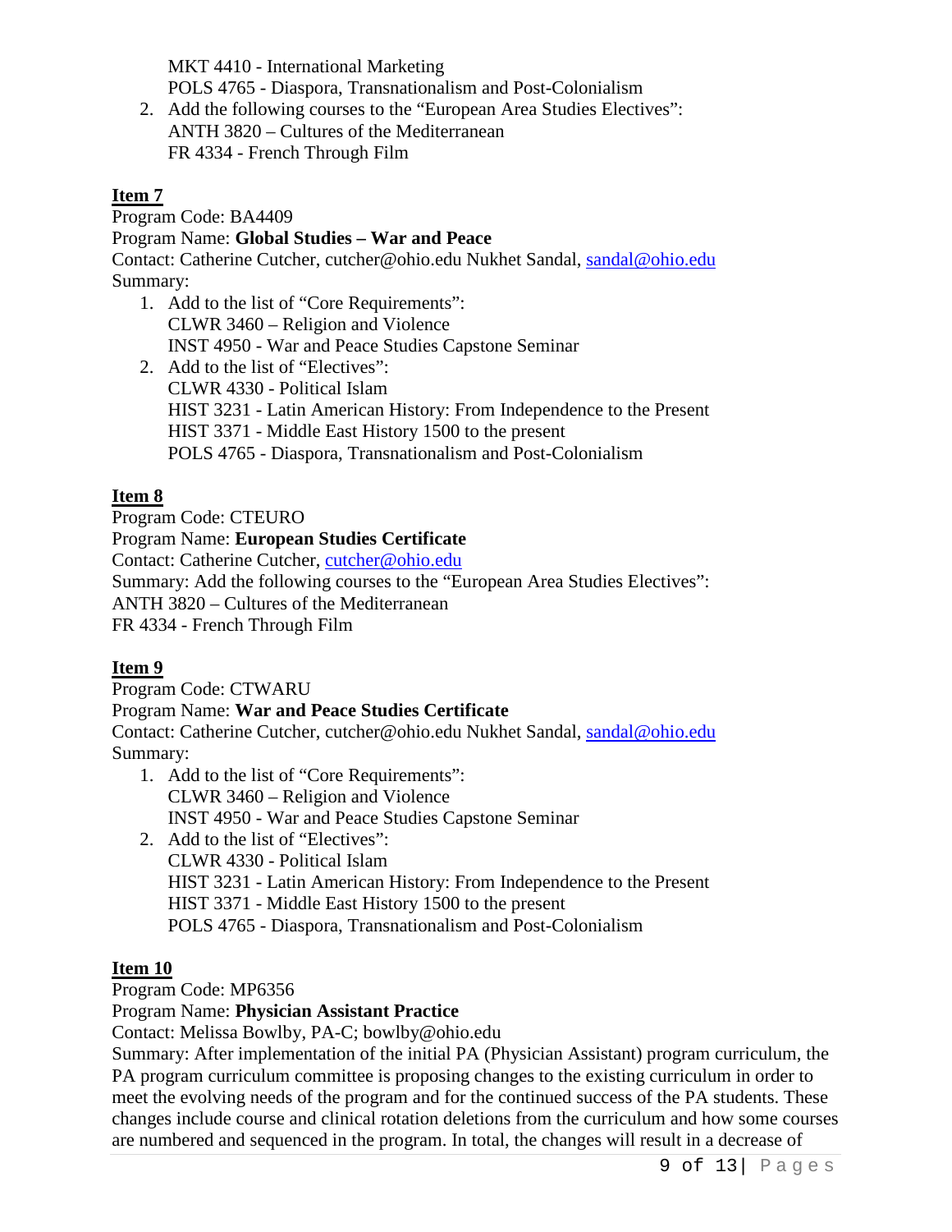MKT 4410 - International Marketing
POLS 4765 - Diaspora, Transnationalism and Post-Colonialism

2. Add the following courses to the "European Area Studies Electives":
   ANTH 3820 – Cultures of the Mediterranean
   FR 4334 - French Through Film

**Item 7**

Program Code: BA4409
Program Name: **Global Studies – War and Peace**
Contact: Catherine Cutcher, cutcher@ohio.edu Nukhet Sandal, sandal@ohio.edu
Summary:

1. Add to the list of "Core Requirements":
   CLWR 3460 – Religion and Violence
   INST 4950 - War and Peace Studies Capstone Seminar
2. Add to the list of "Electives":
   CLWR 4330 - Political Islam
   HIST 3231 - Latin American History: From Independence to the Present
   HIST 3371 - Middle East History 1500 to the present
   POLS 4765 - Diaspora, Transnationalism and Post-Colonialism

**Item 8**

Program Code: CTEURO
Program Name: **European Studies Certificate**
Contact: Catherine Cutcher, cutcher@ohio.edu
Summary: Add the following courses to the "European Area Studies Electives":
ANTH 3820 – Cultures of the Mediterranean
FR 4334 - French Through Film

**Item 9**

Program Code: CTWARU
Program Name: **War and Peace Studies Certificate**
Contact: Catherine Cutcher, cutcher@ohio.edu Nukhet Sandal, sandal@ohio.edu
Summary:

1. Add to the list of "Core Requirements":
   CLWR 3460 – Religion and Violence
   INST 4950 - War and Peace Studies Capstone Seminar
2. Add to the list of "Electives":
   CLWR 4330 - Political Islam
   HIST 3231 - Latin American History: From Independence to the Present
   HIST 3371 - Middle East History 1500 to the present
   POLS 4765 - Diaspora, Transnationalism and Post-Colonialism

**Item 10**

Program Code: MP6356
Program Name: **Physician Assistant Practice**
Contact: Melissa Bowlby, PA-C; bowlby@ohio.edu
Summary: After implementation of the initial PA (Physician Assistant) program curriculum, the PA program curriculum committee is proposing changes to the existing curriculum in order to meet the evolving needs of the program and for the continued success of the PA students. These changes include course and clinical rotation deletions from the curriculum and how some courses are numbered and sequenced in the program. In total, the changes will result in a decrease of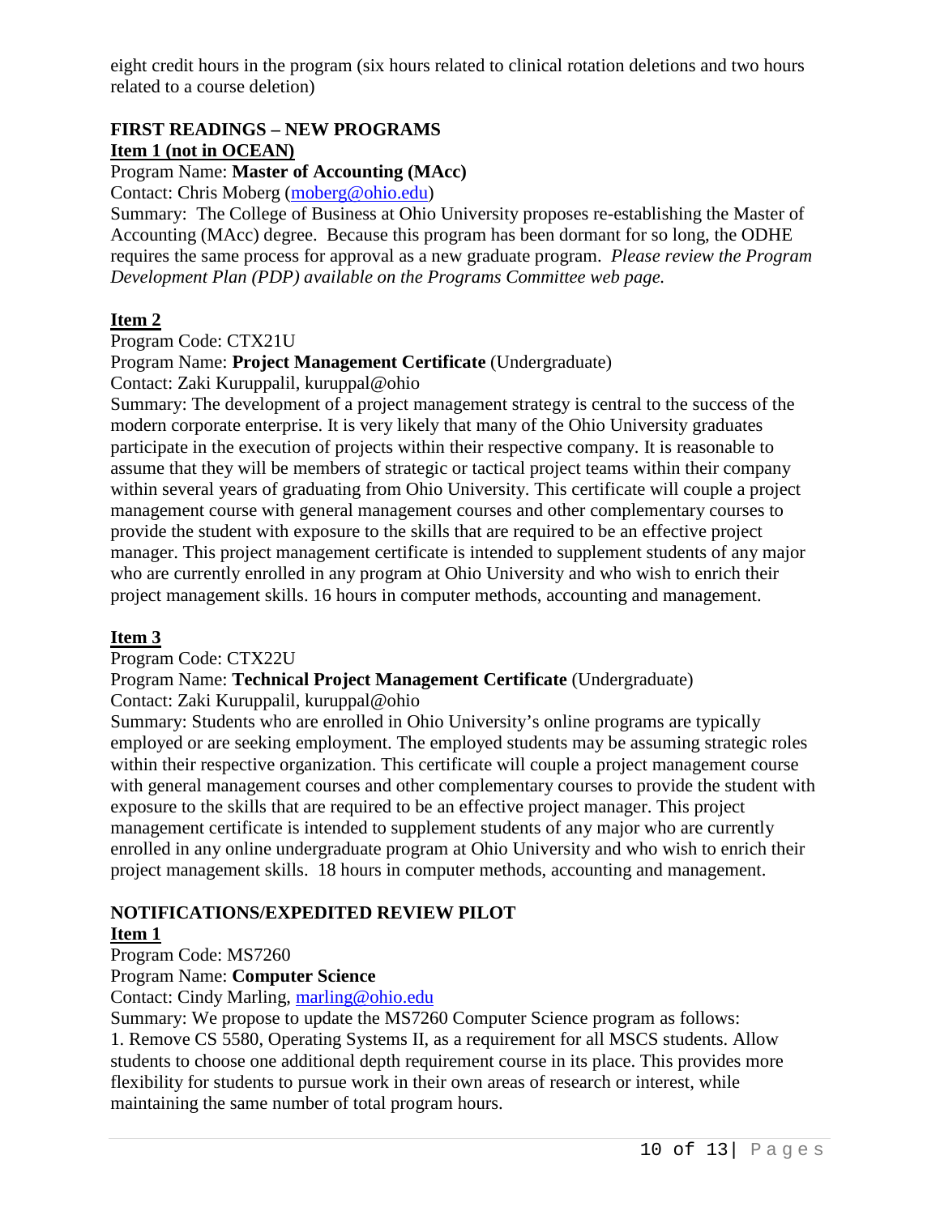eight credit hours in the program (six hours related to clinical rotation deletions and two hours related to a course deletion)

**FIRST READINGS – NEW PROGRAMS**

**Item 1 (not in OCEAN)**

Program Name: **Master of Accounting (MAcc)**

Contact: Chris Moberg (moberg@ohio.edu)

Summary: The College of Business at Ohio University proposes re-establishing the Master of Accounting (MAcc) degree. Because this program has been dormant for so long, the ODHE requires the same process for approval as a new graduate program. *Please review the Program Development Plan (PDP) available on the Programs Committee web page.*

**Item 2**

Program Code: CTX21U

Program Name: **Project Management Certificate** (Undergraduate)

Contact: Zaki Kuruppalil, kuruppal@ohio

Summary: The development of a project management strategy is central to the success of the modern corporate enterprise. It is very likely that many of the Ohio University graduates participate in the execution of projects within their respective company. It is reasonable to assume that they will be members of strategic or tactical project teams within their company within several years of graduating from Ohio University. This certificate will couple a project management course with general management courses and other complementary courses to provide the student with exposure to the skills that are required to be an effective project manager. This project management certificate is intended to supplement students of any major who are currently enrolled in any program at Ohio University and who wish to enrich their project management skills. 16 hours in computer methods, accounting and management.

**Item 3**

Program Code: CTX22U

Program Name: **Technical Project Management Certificate** (Undergraduate)

Contact: Zaki Kuruppalil, kuruppal@ohio

Summary: Students who are enrolled in Ohio University's online programs are typically employed or are seeking employment. The employed students may be assuming strategic roles within their respective organization. This certificate will couple a project management course with general management courses and other complementary courses to provide the student with exposure to the skills that are required to be an effective project manager. This project management certificate is intended to supplement students of any major who are currently enrolled in any online undergraduate program at Ohio University and who wish to enrich their project management skills. 18 hours in computer methods, accounting and management.

**NOTIFICATIONS/EXPEDITED REVIEW PILOT**

**Item 1**

Program Code: MS7260

Program Name: **Computer Science**

Contact: Cindy Marling, marling@ohio.edu

Summary: We propose to update the MS7260 Computer Science program as follows:

1. Remove CS 5580, Operating Systems II, as a requirement for all MSCS students. Allow students to choose one additional depth requirement course in its place. This provides more flexibility for students to pursue work in their own areas of research or interest, while maintaining the same number of total program hours.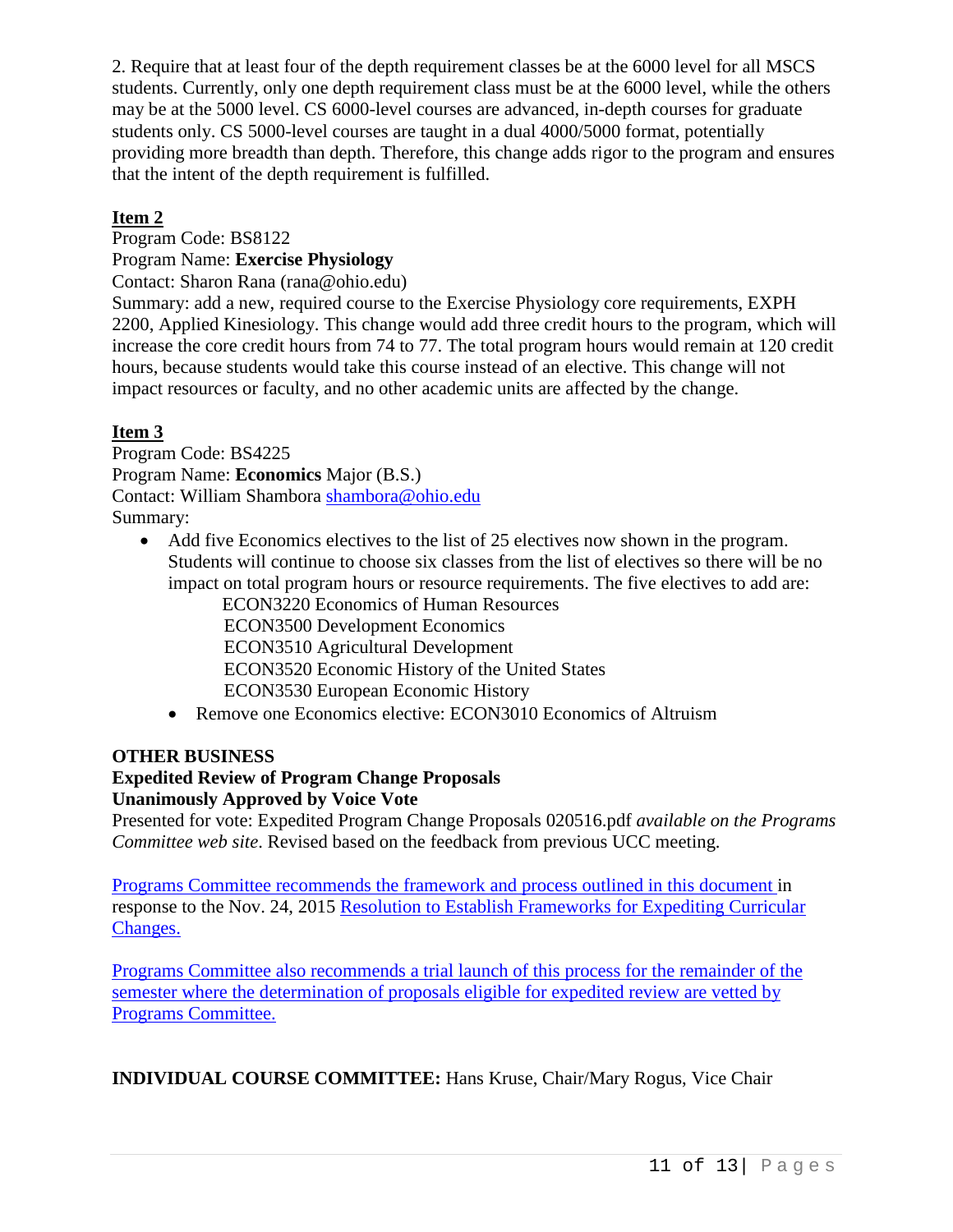2. Require that at least four of the depth requirement classes be at the 6000 level for all MSCS students. Currently, only one depth requirement class must be at the 6000 level, while the others may be at the 5000 level. CS 6000-level courses are advanced, in-depth courses for graduate students only. CS 5000-level courses are taught in a dual 4000/5000 format, potentially providing more breadth than depth. Therefore, this change adds rigor to the program and ensures that the intent of the depth requirement is fulfilled.

**Item 2**

Program Code: BS8122
Program Name: **Exercise Physiology**
Contact: Sharon Rana (rana@ohio.edu)
Summary: add a new, required course to the Exercise Physiology core requirements, EXPH 2200, Applied Kinesiology. This change would add three credit hours to the program, which will increase the core credit hours from 74 to 77. The total program hours would remain at 120 credit hours, because students would take this course instead of an elective. This change will not impact resources or faculty, and no other academic units are affected by the change.

**Item 3**

Program Code: BS4225
Program Name: **Economics** Major (B.S.)
Contact: William Shambora [shambora@ohio.edu](mailto:shambora@ohio.edu)
Summary:

- Add five Economics electives to the list of 25 electives now shown in the program. Students will continue to choose six classes from the list of electives so there will be no impact on total program hours or resource requirements. The five electives to add are:
  - ECON3220 Economics of Human Resources
  - ECON3500 Development Economics
  - ECON3510 Agricultural Development
  - ECON3520 Economic History of the United States
  - ECON3530 European Economic History
- Remove one Economics elective: ECON3010 Economics of Altruism

**OTHER BUSINESS**
**Expedited Review of Program Change Proposals**
**Unanimously Approved by Voice Vote**

Presented for vote: Expedited Program Change Proposals 020516.pdf *available on the Programs Committee web site*. Revised based on the feedback from previous UCC meeting.

Programs Committee recommends the framework and process outlined in this document in response to the Nov. 24, 2015 Resolution to Establish Frameworks for Expediting Curricular Changes.

Programs Committee also recommends a trial launch of this process for the remainder of the semester where the determination of proposals eligible for expedited review are vetted by Programs Committee.

**INDIVIDUAL COURSE COMMITTEE:** Hans Kruse, Chair/Mary Rogus, Vice Chair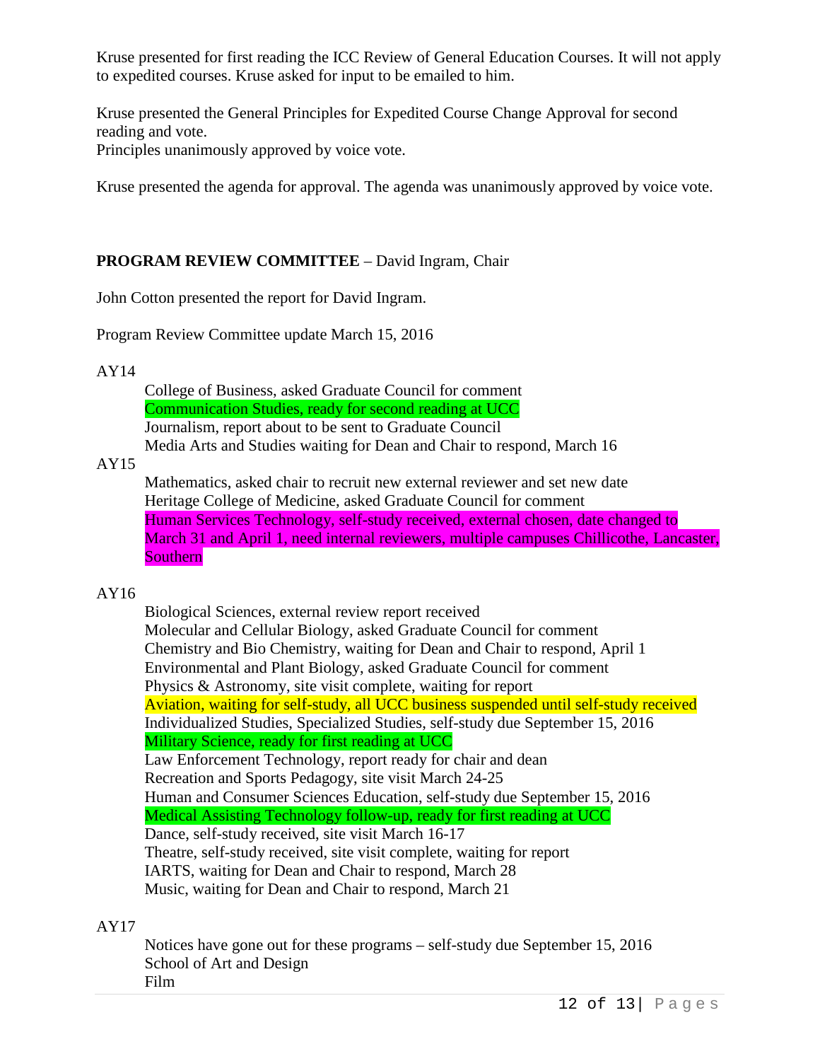Kruse presented for first reading the ICC Review of General Education Courses. It will not apply to expedited courses. Kruse asked for input to be emailed to him.

Kruse presented the General Principles for Expedited Course Change Approval for second reading and vote.
Principles unanimously approved by voice vote.

Kruse presented the agenda for approval. The agenda was unanimously approved by voice vote.

**PROGRAM REVIEW COMMITTEE** – David Ingram, Chair

John Cotton presented the report for David Ingram.

Program Review Committee update March 15, 2016

AY14

- College of Business, asked Graduate Council for comment
- Communication Studies, ready for second reading at UCC
- Journalism, report about to be sent to Graduate Council
- Media Arts and Studies waiting for Dean and Chair to respond, March 16

AY15

- Mathematics, asked chair to recruit new external reviewer and set new date
- Heritage College of Medicine, asked Graduate Council for comment
- Human Services Technology, self-study received, external chosen, date changed to March 31 and April 1, need internal reviewers, multiple campuses Chillicothe, Lancaster, Southern

AY16

- Biological Sciences, external review report received
- Molecular and Cellular Biology, asked Graduate Council for comment
- Chemistry and Bio Chemistry, waiting for Dean and Chair to respond, April 1
- Environmental and Plant Biology, asked Graduate Council for comment
- Physics & Astronomy, site visit complete, waiting for report
- Aviation, waiting for self-study, all UCC business suspended until self-study received
- Individualized Studies, Specialized Studies, self-study due September 15, 2016
- Military Science, ready for first reading at UCC
- Law Enforcement Technology, report ready for chair and dean
- Recreation and Sports Pedagogy, site visit March 24-25
- Human and Consumer Sciences Education, self-study due September 15, 2016
- Medical Assisting Technology follow-up, ready for first reading at UCC
- Dance, self-study received, site visit March 16-17
- Theatre, self-study received, site visit complete, waiting for report
- IARTS, waiting for Dean and Chair to respond, March 28
- Music, waiting for Dean and Chair to respond, March 21

AY17

Notices have gone out for these programs – self-study due September 15, 2016

- School of Art and Design
- Film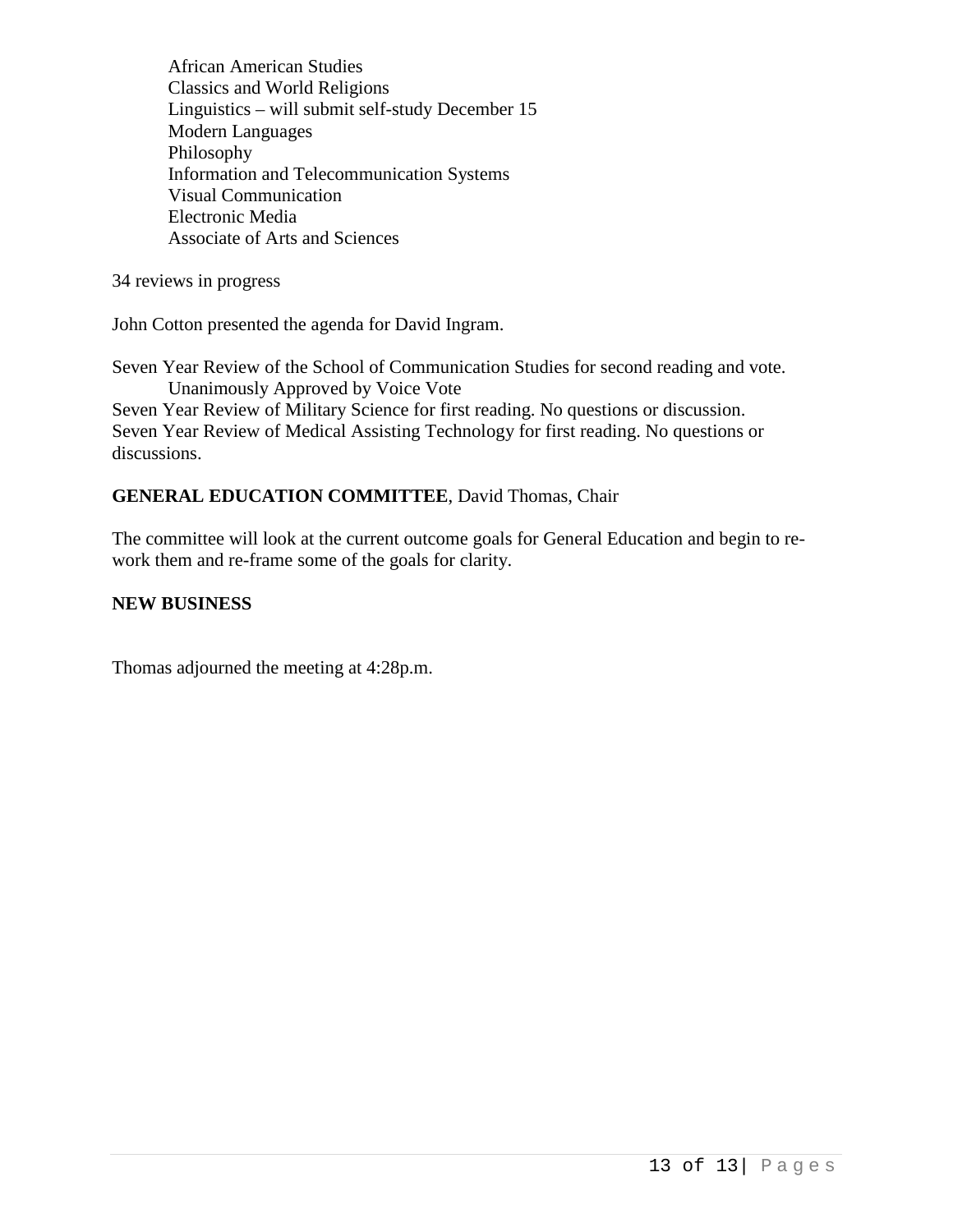African American Studies
Classics and World Religions
Linguistics – will submit self-study December 15
Modern Languages
Philosophy
Information and Telecommunication Systems
Visual Communication
Electronic Media
Associate of Arts and Sciences

34 reviews in progress

John Cotton presented the agenda for David Ingram.

Seven Year Review of the School of Communication Studies for second reading and vote.
Unanimously Approved by Voice Vote
Seven Year Review of Military Science for first reading. No questions or discussion.
Seven Year Review of Medical Assisting Technology for first reading. No questions or discussions.

**GENERAL EDUCATION COMMITTEE**, David Thomas, Chair

The committee will look at the current outcome goals for General Education and begin to re-work them and re-frame some of the goals for clarity.

**NEW BUSINESS**

Thomas adjourned the meeting at 4:28p.m.